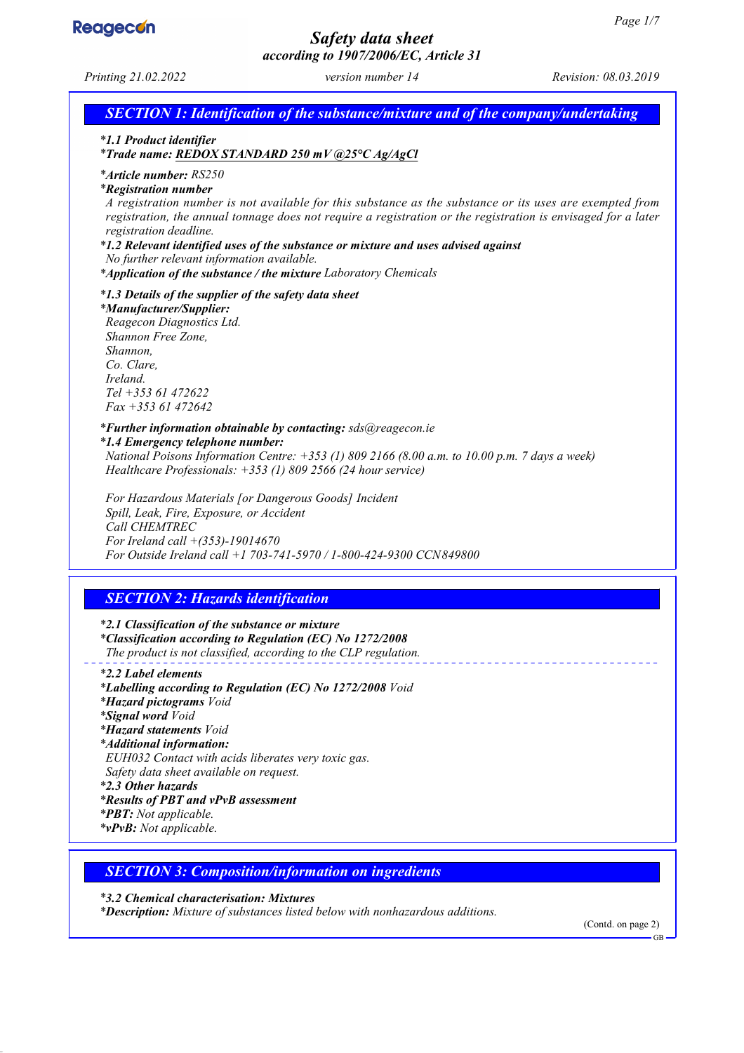# Safety data sheet

*according to 1907/2006/EC, Article 31*

*Printing 21.02.2022* *version number 14* *Revision: 08.03.2019*

## SECTION 1: Identification of the substance/mixture and of the company/undertaking

*\*1.1 Product identifier*
**\*Trade name: REDOX STANDARD 250 mV @25°C Ag/AgCl**

**\*Article number:** RS250

**\*Registration number**
A registration number is not available for this substance as the substance or its uses are exempted from registration, the annual tonnage does not require a registration or the registration is envisaged for a later registration deadline.

**\*1.2 Relevant identified uses of the substance or mixture and uses advised against**
No further relevant information available.

**\*Application of the substance / the mixture** Laboratory Chemicals

**\*1.3 Details of the supplier of the safety data sheet**
**\*Manufacturer/Supplier:**
Reagecon Diagnostics Ltd.
Shannon Free Zone,
Shannon,
Co. Clare,
Ireland.
Tel +353 61 472622
Fax +353 61 472642

**\*Further information obtainable by contacting:** sds@reagecon.ie

**\*1.4 Emergency telephone number:**
National Poisons Information Centre: +353 (1) 809 2166 (8.00 a.m. to 10.00 p.m. 7 days a week)
Healthcare Professionals: +353 (1) 809 2566 (24 hour service)

For Hazardous Materials [or Dangerous Goods] Incident
Spill, Leak, Fire, Exposure, or Accident
Call CHEMTREC
For Ireland call +(353)-19014670
For Outside Ireland call +1 703-741-5970 / 1-800-424-9300 CCN849800

## SECTION 2: Hazards identification

**\*2.1 Classification of the substance or mixture**
**\*Classification according to Regulation (EC) No 1272/2008**
The product is not classified, according to the CLP regulation.

**\*2.2 Label elements**
**\*Labelling according to Regulation (EC) No 1272/2008** Void
**\*Hazard pictograms** Void
**\*Signal word** Void
**\*Hazard statements** Void
**\*Additional information:**
EUH032 Contact with acids liberates very toxic gas.
Safety data sheet available on request.
**\*2.3 Other hazards**
**\*Results of PBT and vPvB assessment**
**\*PBT:** Not applicable.
**\*vPvB:** Not applicable.

## SECTION 3: Composition/information on ingredients

**\*3.2 Chemical characterisation: Mixtures**
**\*Description:** Mixture of substances listed below with nonhazardous additions.

(Contd. on page 2)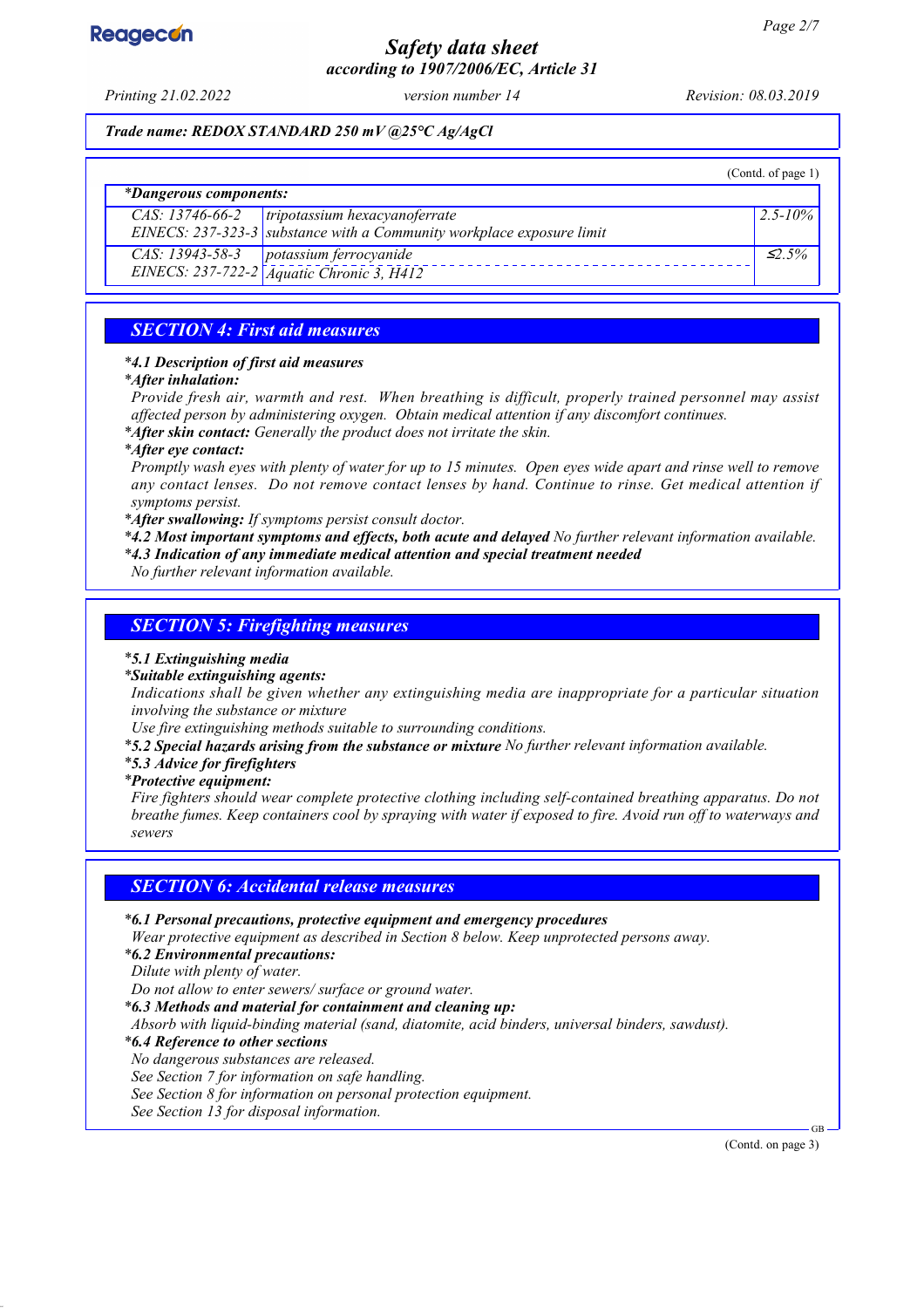*Trade name: REDOX STANDARD 250 mV @25°C Ag/AgCl*

(Contd. of page 1)

***Dangerous components:**

| | | |
|---|---|---|
| CAS: 13746-66-2<br>EINECS: 237-323-3 | tripotassium hexacyanoferrate<br>substance with a Community workplace exposure limit | 2.5-10% |
| CAS: 13943-58-3<br>EINECS: 237-722-2 | potassium ferrocyanide<br>Aquatic Chronic 3, H412 | ≤2.5% |

## SECTION 4: First aid measures

***4.1 Description of first aid measures**

***After inhalation:**

Provide fresh air, warmth and rest. When breathing is difficult, properly trained personnel may assist affected person by administering oxygen. Obtain medical attention if any discomfort continues.

***After skin contact:** Generally the product does not irritate the skin.

***After eye contact:**

Promptly wash eyes with plenty of water for up to 15 minutes. Open eyes wide apart and rinse well to remove any contact lenses. Do not remove contact lenses by hand. Continue to rinse. Get medical attention if symptoms persist.

***After swallowing:** If symptoms persist consult doctor.

***4.2 Most important symptoms and effects, both acute and delayed** No further relevant information available.

***4.3 Indication of any immediate medical attention and special treatment needed**

No further relevant information available.

## SECTION 5: Firefighting measures

***5.1 Extinguishing media**

***Suitable extinguishing agents:**

Indications shall be given whether any extinguishing media are inappropriate for a particular situation involving the substance or mixture

Use fire extinguishing methods suitable to surrounding conditions.

***5.2 Special hazards arising from the substance or mixture** No further relevant information available.

***5.3 Advice for firefighters**

***Protective equipment:**

Fire fighters should wear complete protective clothing including self-contained breathing apparatus. Do not breathe fumes. Keep containers cool by spraying with water if exposed to fire. Avoid run off to waterways and sewers

## SECTION 6: Accidental release measures

***6.1 Personal precautions, protective equipment and emergency procedures**

Wear protective equipment as described in Section 8 below. Keep unprotected persons away.

***6.2 Environmental precautions:**

Dilute with plenty of water.

Do not allow to enter sewers/ surface or ground water.

***6.3 Methods and material for containment and cleaning up:**

Absorb with liquid-binding material (sand, diatomite, acid binders, universal binders, sawdust).

***6.4 Reference to other sections**

No dangerous substances are released.

See Section 7 for information on safe handling.

See Section 8 for information on personal protection equipment.

See Section 13 for disposal information.

(Contd. on page 3)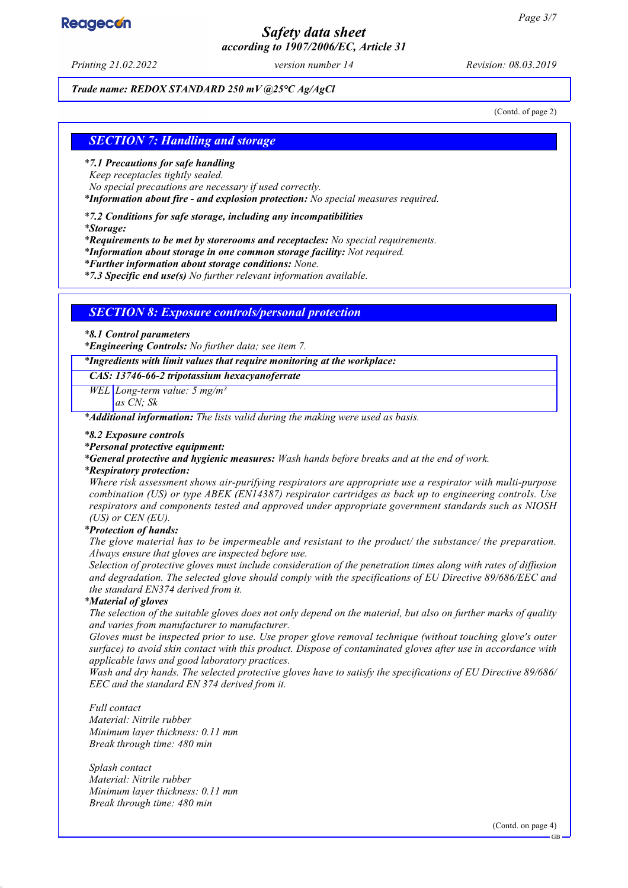*Trade name: REDOX STANDARD 250 mV @25°C Ag/AgCl*

(Contd. of page 2)

## SECTION 7: Handling and storage

**\*7.1 Precautions for safe handling**
Keep receptacles tightly sealed.
No special precautions are necessary if used correctly.
**\*Information about fire - and explosion protection:** No special measures required.

**\*7.2 Conditions for safe storage, including any incompatibilities**
**\*Storage:**
**\*Requirements to be met by storerooms and receptacles:** No special requirements.
**\*Information about storage in one common storage facility:** Not required.
**\*Further information about storage conditions:** None.
**\*7.3 Specific end use(s)** No further relevant information available.

## SECTION 8: Exposure controls/personal protection

**\*8.1 Control parameters**
**\*Engineering Controls:** No further data; see item 7.

| **\*Ingredients with limit values that require monitoring at the workplace:** | |
|---|---|
| **CAS: 13746-66-2 tripotassium hexacyanoferrate** | |
| WEL | Long-term value: 5 mg/m³<br>as CN; Sk |

**\*Additional information:** The lists valid during the making were used as basis.

**\*8.2 Exposure controls**
**\*Personal protective equipment:**
**\*General protective and hygienic measures:** Wash hands before breaks and at the end of work.
**\*Respiratory protection:**
Where risk assessment shows air-purifying respirators are appropriate use a respirator with multi-purpose combination (US) or type ABEK (EN14387) respirator cartridges as back up to engineering controls. Use respirators and components tested and approved under appropriate government standards such as NIOSH (US) or CEN (EU).
**\*Protection of hands:**
The glove material has to be impermeable and resistant to the product/ the substance/ the preparation. Always ensure that gloves are inspected before use.
Selection of protective gloves must include consideration of the penetration times along with rates of diffusion and degradation. The selected glove should comply with the specifications of EU Directive 89/686/EEC and the standard EN374 derived from it.
**\*Material of gloves**
The selection of the suitable gloves does not only depend on the material, but also on further marks of quality and varies from manufacturer to manufacturer.
Gloves must be inspected prior to use. Use proper glove removal technique (without touching glove's outer surface) to avoid skin contact with this product. Dispose of contaminated gloves after use in accordance with applicable laws and good laboratory practices.
Wash and dry hands. The selected protective gloves have to satisfy the specifications of EU Directive 89/686/EEC and the standard EN 374 derived from it.

Full contact
Material: Nitrile rubber
Minimum layer thickness: 0.11 mm
Break through time: 480 min

Splash contact
Material: Nitrile rubber
Minimum layer thickness: 0.11 mm
Break through time: 480 min

(Contd. on page 4)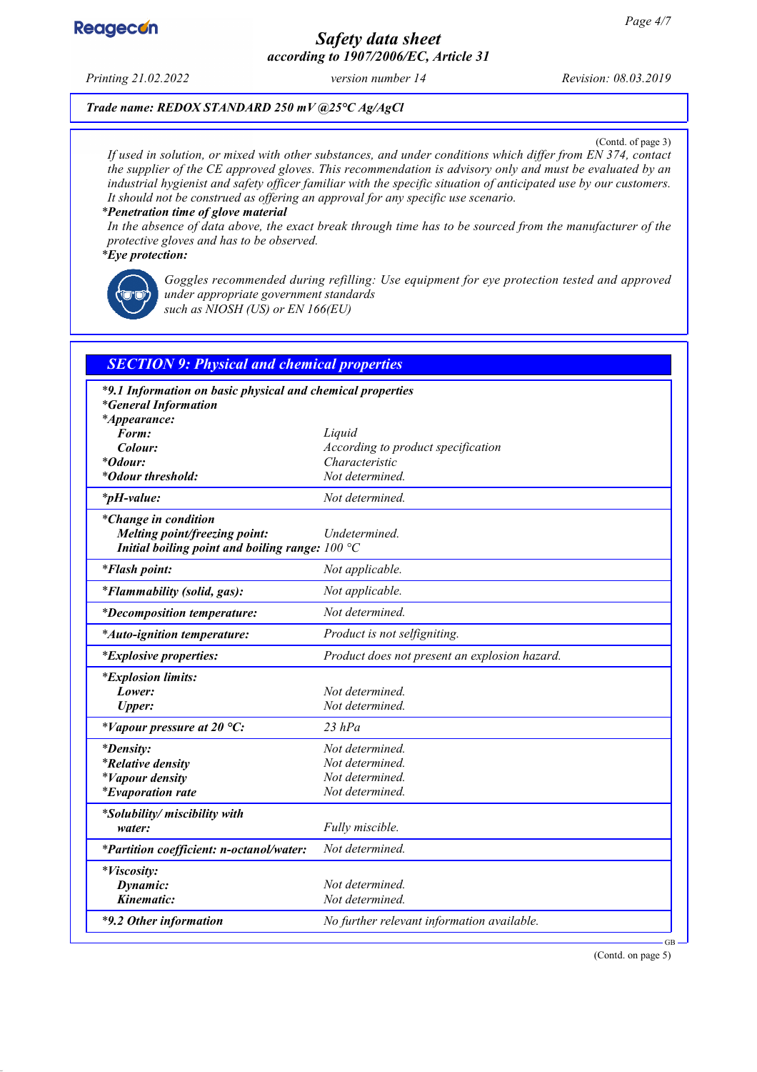*Trade name: REDOX STANDARD 250 mV @25°C Ag/AgCl*

(Contd. of page 3)

*If used in solution, or mixed with other substances, and under conditions which differ from EN 374, contact the supplier of the CE approved gloves. This recommendation is advisory only and must be evaluated by an industrial hygienist and safety officer familiar with the specific situation of anticipated use by our customers. It should not be construed as offering an approval for any specific use scenario.*

***Penetration time of glove material***

*In the absence of data above, the exact break through time has to be sourced from the manufacturer of the protective gloves and has to be observed.*

***Eye protection:***

*Goggles recommended during refilling: Use equipment for eye protection tested and approved under appropriate government standards such as NIOSH (US) or EN 166(EU)*

## SECTION 9: Physical and chemical properties

| | |
|---|---|
| ***9.1 Information on basic physical and chemical properties*** | |
| ***General Information*** | |
| ***Appearance:*** | |
| **Form:** | Liquid |
| **Colour:** | According to product specification |
| ***Odour:*** | Characteristic |
| ***Odour threshold:*** | Not determined. |
| ***pH-value:*** | Not determined. |
| ***Change in condition*** | |
| **Melting point/freezing point:** | Undetermined. |
| **Initial boiling point and boiling range:** | 100 °C |
| ***Flash point:*** | Not applicable. |
| ***Flammability (solid, gas):*** | Not applicable. |
| ***Decomposition temperature:*** | Not determined. |
| ***Auto-ignition temperature:*** | Product is not selfigniting. |
| ***Explosive properties:*** | Product does not present an explosion hazard. |
| ***Explosion limits:*** | |
| **Lower:** | Not determined. |
| **Upper:** | Not determined. |
| ***Vapour pressure at 20 °C:*** | 23 hPa |
| ***Density:*** | Not determined. |
| ***Relative density*** | Not determined. |
| ***Vapour density*** | Not determined. |
| ***Evaporation rate*** | Not determined. |
| ***Solubility/ miscibility with*** | |
| **water:** | Fully miscible. |
| ***Partition coefficient: n-octanol/water:*** | Not determined. |
| ***Viscosity:*** | |
| **Dynamic:** | Not determined. |
| **Kinematic:** | Not determined. |
| ***9.2 Other information*** | No further relevant information available. |

(Contd. on page 5)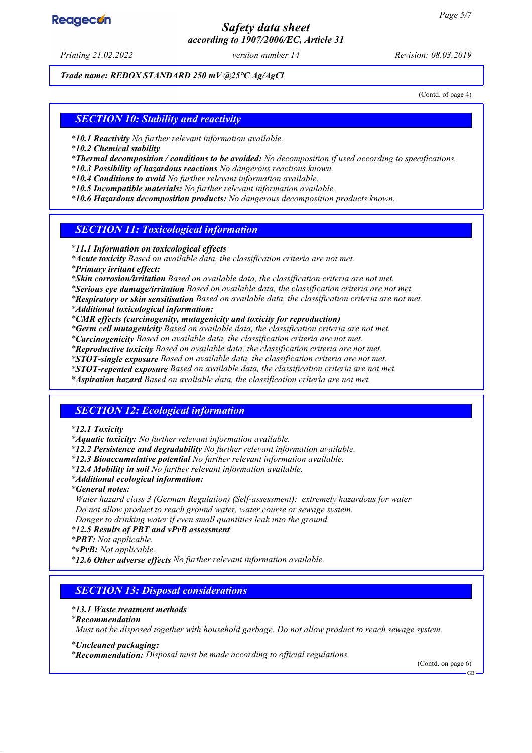*Trade name: REDOX STANDARD 250 mV @25°C Ag/AgCl*

(Contd. of page 4)

## SECTION 10: Stability and reactivity

*·10.1 Reactivity* No further relevant information available.
*·10.2 Chemical stability*
*·Thermal decomposition / conditions to be avoided:* No decomposition if used according to specifications.
*·10.3 Possibility of hazardous reactions* No dangerous reactions known.
*·10.4 Conditions to avoid* No further relevant information available.
*·10.5 Incompatible materials:* No further relevant information available.
*·10.6 Hazardous decomposition products:* No dangerous decomposition products known.

## SECTION 11: Toxicological information

*·11.1 Information on toxicological effects*
*·Acute toxicity* Based on available data, the classification criteria are not met.
*·Primary irritant effect:*
*·Skin corrosion/irritation* Based on available data, the classification criteria are not met.
*·Serious eye damage/irritation* Based on available data, the classification criteria are not met.
*·Respiratory or skin sensitisation* Based on available data, the classification criteria are not met.
*·Additional toxicological information:*
*·CMR effects (carcinogenity, mutagenicity and toxicity for reproduction)*
*·Germ cell mutagenicity* Based on available data, the classification criteria are not met.
*·Carcinogenicity* Based on available data, the classification criteria are not met.
*·Reproductive toxicity* Based on available data, the classification criteria are not met.
*·STOT-single exposure* Based on available data, the classification criteria are not met.
*·STOT-repeated exposure* Based on available data, the classification criteria are not met.
*·Aspiration hazard* Based on available data, the classification criteria are not met.

## SECTION 12: Ecological information

*·12.1 Toxicity*
*·Aquatic toxicity:* No further relevant information available.
*·12.2 Persistence and degradability* No further relevant information available.
*·12.3 Bioaccumulative potential* No further relevant information available.
*·12.4 Mobility in soil* No further relevant information available.
*·Additional ecological information:*
*·General notes:*
Water hazard class 3 (German Regulation) (Self-assessment): extremely hazardous for water
Do not allow product to reach ground water, water course or sewage system.
Danger to drinking water if even small quantities leak into the ground.
*·12.5 Results of PBT and vPvB assessment*
*·PBT:* Not applicable.
*·vPvB:* Not applicable.
*·12.6 Other adverse effects* No further relevant information available.

## SECTION 13: Disposal considerations

*·13.1 Waste treatment methods*
*·Recommendation*
Must not be disposed together with household garbage. Do not allow product to reach sewage system.

*·Uncleaned packaging:*
*·Recommendation:* Disposal must be made according to official regulations.

(Contd. on page 6)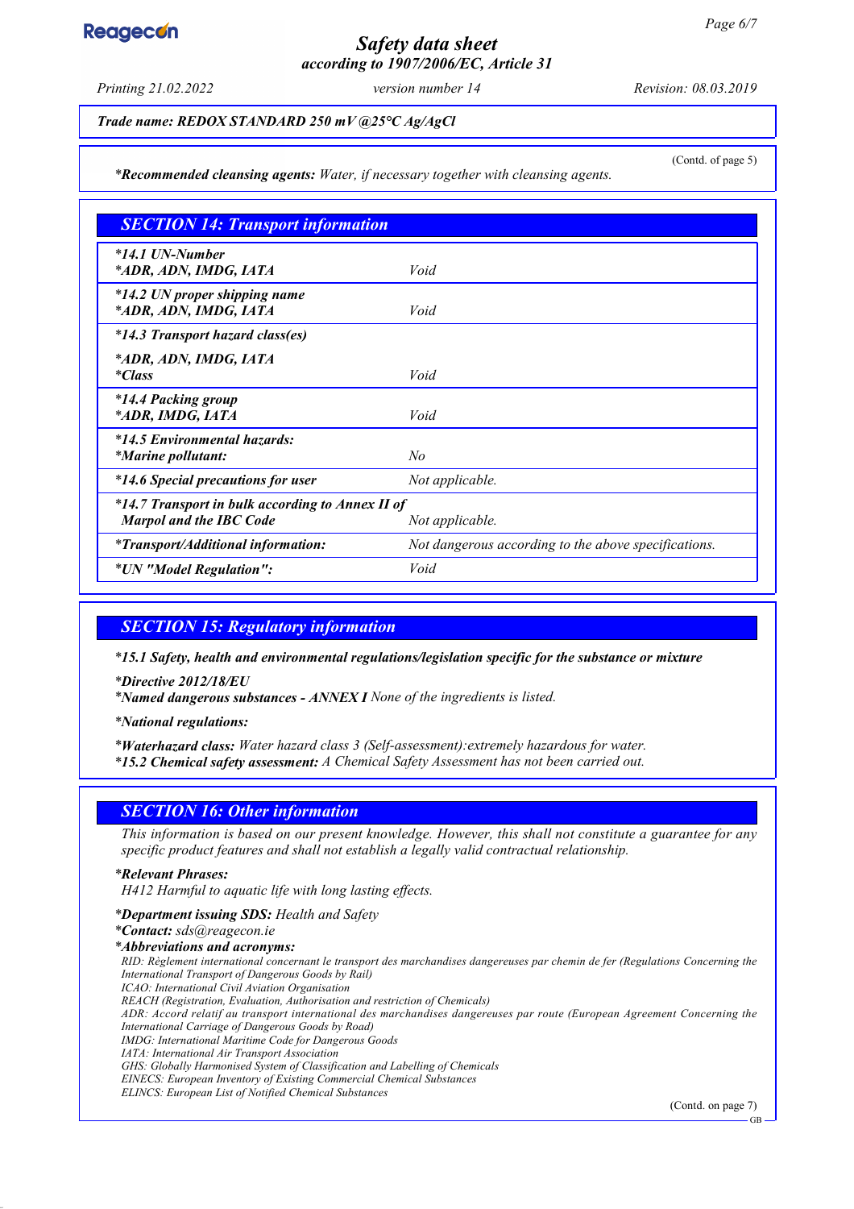**Trade name: REDOX STANDARD 250 mV @25°C Ag/AgCl**

(Contd. of page 5)

*\*Recommended cleansing agents:** *Water, if necessary together with cleansing agents.*

## SECTION 14: Transport information

| | |
|---|---|
| ***14.1 UN-Number** <br> ***ADR, ADN, IMDG, IATA** | *Void* |
| ***14.2 UN proper shipping name** <br> ***ADR, ADN, IMDG, IATA** | *Void* |
| ***14.3 Transport hazard class(es)** <br> ***ADR, ADN, IMDG, IATA** <br> ***Class** | *Void* |
| ***14.4 Packing group** <br> ***ADR, IMDG, IATA** | *Void* |
| ***14.5 Environmental hazards:** <br> ***Marine pollutant:** | *No* |
| ***14.6 Special precautions for user** | *Not applicable.* |
| ***14.7 Transport in bulk according to Annex II of Marpol and the IBC Code** | *Not applicable.* |
| ***Transport/Additional information:** | *Not dangerous according to the above specifications.* |
| ***UN "Model Regulation":** | *Void* |

## SECTION 15: Regulatory information

***15.1 Safety, health and environmental regulations/legislation specific for the substance or mixture**

***Directive 2012/18/EU**
***Named dangerous substances - ANNEX I** *None of the ingredients is listed.*

***National regulations:**

***Waterhazard class:** *Water hazard class 3 (Self-assessment):extremely hazardous for water.*
***15.2 Chemical safety assessment:** *A Chemical Safety Assessment has not been carried out.*

## SECTION 16: Other information

*This information is based on our present knowledge. However, this shall not constitute a guarantee for any specific product features and shall not establish a legally valid contractual relationship.*

***Relevant Phrases:**
*H412 Harmful to aquatic life with long lasting effects.*

***Department issuing SDS:** *Health and Safety*
***Contact:** *sds@reagecon.ie*
***Abbreviations and acronyms:**
*RID: Règlement international concernant le transport des marchandises dangereuses par chemin de fer (Regulations Concerning the International Transport of Dangerous Goods by Rail)*
*ICAO: International Civil Aviation Organisation*
*REACH (Registration, Evaluation, Authorisation and restriction of Chemicals)*
*ADR: Accord relatif au transport international des marchandises dangereuses par route (European Agreement Concerning the International Carriage of Dangerous Goods by Road)*
*IMDG: International Maritime Code for Dangerous Goods*
*IATA: International Air Transport Association*
*GHS: Globally Harmonised System of Classification and Labelling of Chemicals*
*EINECS: European Inventory of Existing Commercial Chemical Substances*
*ELINCS: European List of Notified Chemical Substances*

(Contd. on page 7)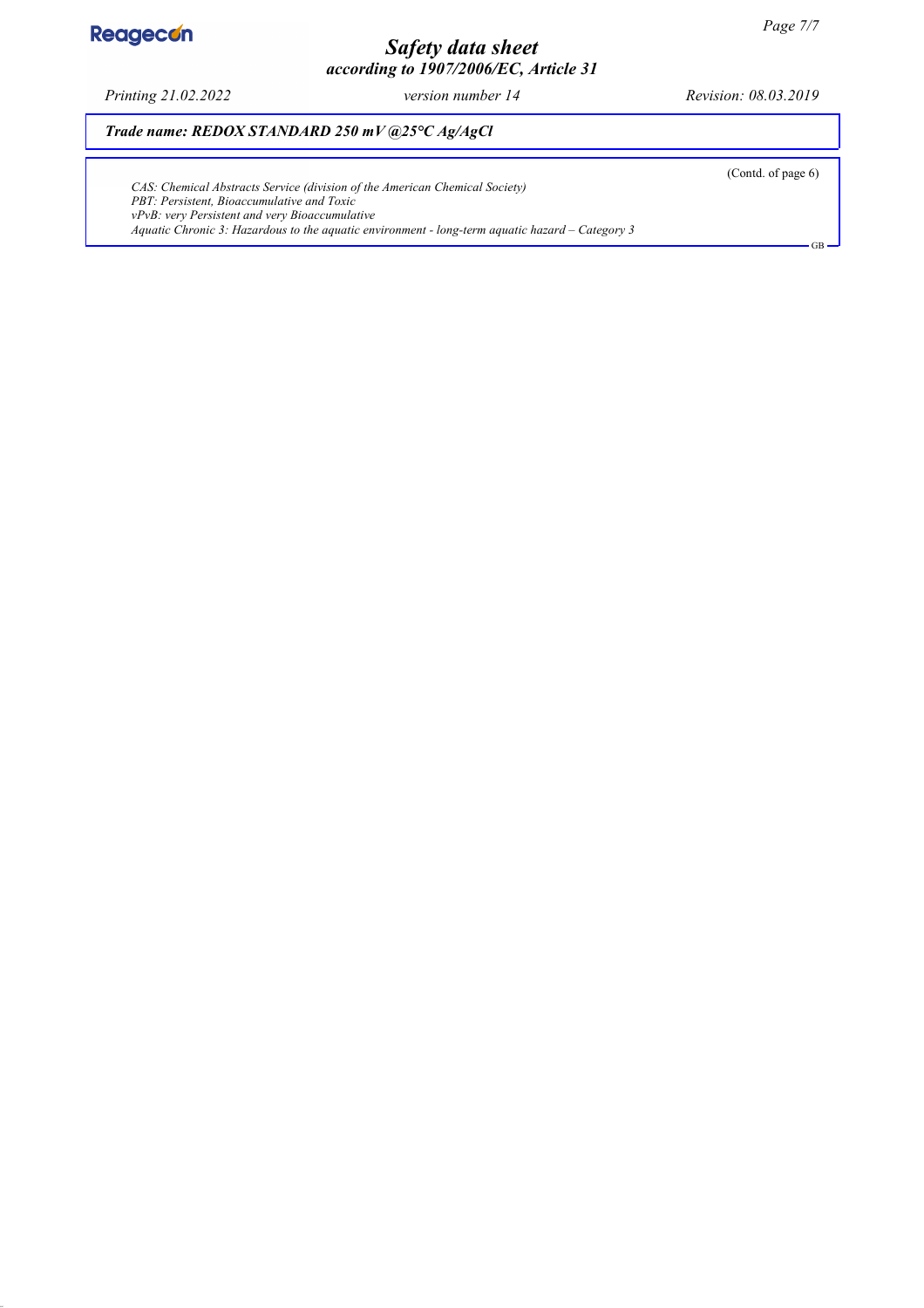*Trade name: REDOX STANDARD 250 mV @25°C Ag/AgCl*

(Contd. of page 6)

*CAS: Chemical Abstracts Service (division of the American Chemical Society)*
*PBT: Persistent, Bioaccumulative and Toxic*
*vPvB: very Persistent and very Bioaccumulative*
*Aquatic Chronic 3: Hazardous to the aquatic environment - long-term aquatic hazard – Category 3*